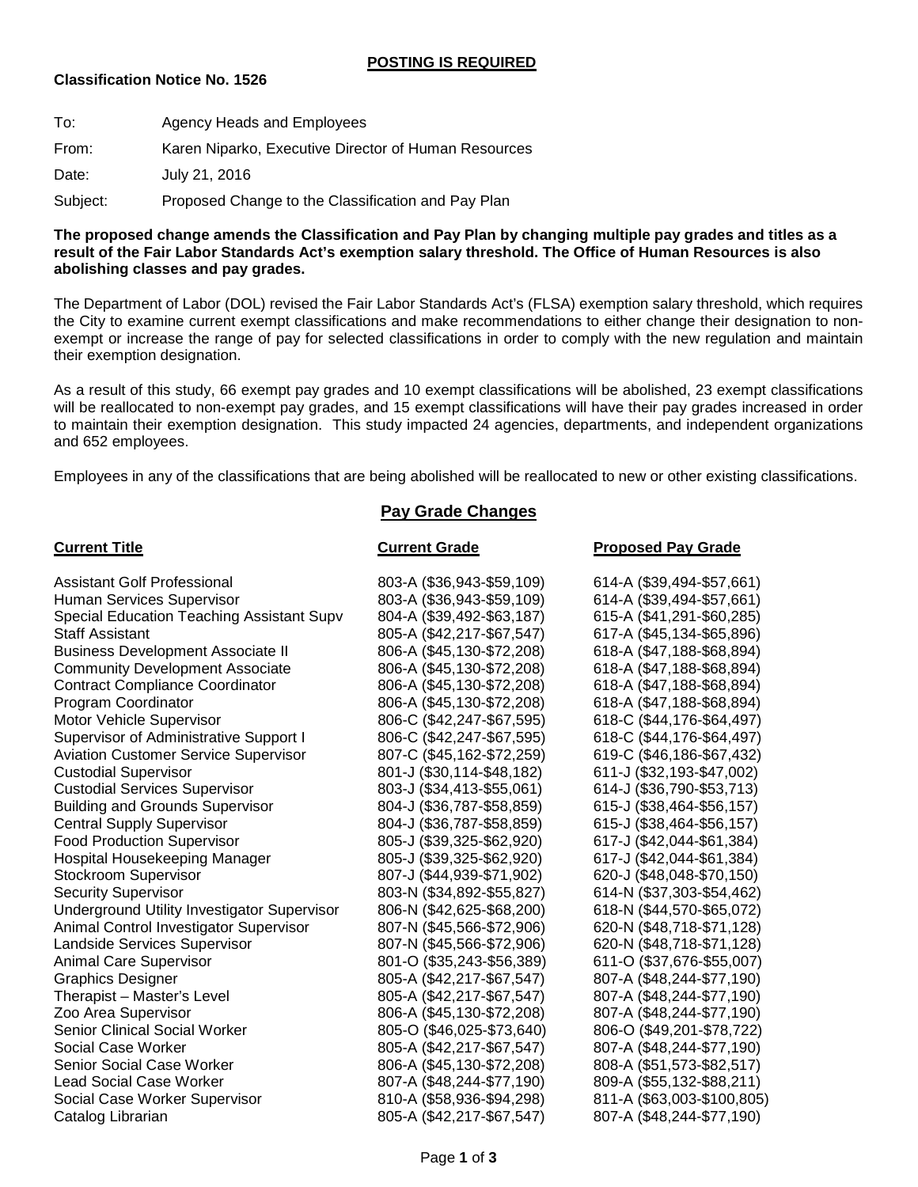**POSTING IS REQUIRED**

**Classification Notice No. 1526**

To: Agency Heads and Employees

From: Karen Niparko, Executive Director of Human Resources

Date: July 21, 2016

Subject: Proposed Change to the Classification and Pay Plan

**The proposed change amends the Classification and Pay Plan by changing multiple pay grades and titles as a result of the Fair Labor Standards Act's exemption salary threshold. The Office of Human Resources is also abolishing classes and pay grades.**

The Department of Labor (DOL) revised the Fair Labor Standards Act's (FLSA) exemption salary threshold, which requires the City to examine current exempt classifications and make recommendations to either change their designation to non-exempt or increase the range of pay for selected classifications in order to comply with the new regulation and maintain their exemption designation.

As a result of this study, 66 exempt pay grades and 10 exempt classifications will be abolished, 23 exempt classifications will be reallocated to non-exempt pay grades, and 15 exempt classifications will have their pay grades increased in order to maintain their exemption designation. This study impacted 24 agencies, departments, and independent organizations and 652 employees.

Employees in any of the classifications that are being abolished will be reallocated to new or other existing classifications.

## Pay Grade Changes

| Current Title | Current Grade | Proposed Pay Grade |
|---|---|---|
| Assistant Golf Professional | 803-A ($36,943-$59,109) | 614-A ($39,494-$57,661) |
| Human Services Supervisor | 803-A ($36,943-$59,109) | 614-A ($39,494-$57,661) |
| Special Education Teaching Assistant Supv | 804-A ($39,492-$63,187) | 615-A ($41,291-$60,285) |
| Staff Assistant | 805-A ($42,217-$67,547) | 617-A ($45,134-$65,896) |
| Business Development Associate II | 806-A ($45,130-$72,208) | 618-A ($47,188-$68,894) |
| Community Development Associate | 806-A ($45,130-$72,208) | 618-A ($47,188-$68,894) |
| Contract Compliance Coordinator | 806-A ($45,130-$72,208) | 618-A ($47,188-$68,894) |
| Program Coordinator | 806-A ($45,130-$72,208) | 618-A ($47,188-$68,894) |
| Motor Vehicle Supervisor | 806-C ($42,247-$67,595) | 618-C ($44,176-$64,497) |
| Supervisor of Administrative Support I | 806-C ($42,247-$67,595) | 618-C ($44,176-$64,497) |
| Aviation Customer Service Supervisor | 807-C ($45,162-$72,259) | 619-C ($46,186-$67,432) |
| Custodial Supervisor | 801-J ($30,114-$48,182) | 611-J ($32,193-$47,002) |
| Custodial Services Supervisor | 803-J ($34,413-$55,061) | 614-J ($36,790-$53,713) |
| Building and Grounds Supervisor | 804-J ($36,787-$58,859) | 615-J ($38,464-$56,157) |
| Central Supply Supervisor | 804-J ($36,787-$58,859) | 615-J ($38,464-$56,157) |
| Food Production Supervisor | 805-J ($39,325-$62,920) | 617-J ($42,044-$61,384) |
| Hospital Housekeeping Manager | 805-J ($39,325-$62,920) | 617-J ($42,044-$61,384) |
| Stockroom Supervisor | 807-J ($44,939-$71,902) | 620-J ($48,048-$70,150) |
| Security Supervisor | 803-N ($34,892-$55,827) | 614-N ($37,303-$54,462) |
| Underground Utility Investigator Supervisor | 806-N ($42,625-$68,200) | 618-N ($44,570-$65,072) |
| Animal Control Investigator Supervisor | 807-N ($45,566-$72,906) | 620-N ($48,718-$71,128) |
| Landside Services Supervisor | 807-N ($45,566-$72,906) | 620-N ($48,718-$71,128) |
| Animal Care Supervisor | 801-O ($35,243-$56,389) | 611-O ($37,676-$55,007) |
| Graphics Designer | 805-A ($42,217-$67,547) | 807-A ($48,244-$77,190) |
| Therapist – Master's Level | 805-A ($42,217-$67,547) | 807-A ($48,244-$77,190) |
| Zoo Area Supervisor | 806-A ($45,130-$72,208) | 807-A ($48,244-$77,190) |
| Senior Clinical Social Worker | 805-O ($46,025-$73,640) | 806-O ($49,201-$78,722) |
| Social Case Worker | 805-A ($42,217-$67,547) | 807-A ($48,244-$77,190) |
| Senior Social Case Worker | 806-A ($45,130-$72,208) | 808-A ($51,573-$82,517) |
| Lead Social Case Worker | 807-A ($48,244-$77,190) | 809-A ($55,132-$88,211) |
| Social Case Worker Supervisor | 810-A ($58,936-$94,298) | 811-A ($63,003-$100,805) |
| Catalog Librarian | 805-A ($42,217-$67,547) | 807-A ($48,244-$77,190) |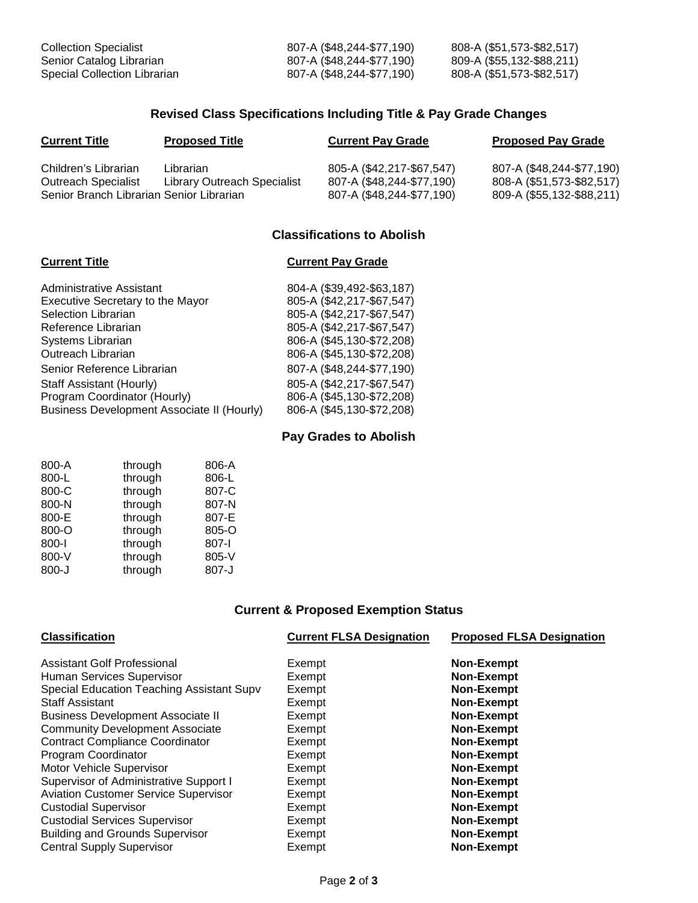| | | |
|---|---|---|
| Collection Specialist | 807-A ($48,244-$77,190) | 808-A ($51,573-$82,517) |
| Senior Catalog Librarian | 807-A ($48,244-$77,190) | 809-A ($55,132-$88,211) |
| Special Collection Librarian | 807-A ($48,244-$77,190) | 808-A ($51,573-$82,517) |

## Revised Class Specifications Including Title & Pay Grade Changes

| Current Title | Proposed Title | Current Pay Grade | Proposed Pay Grade |
|---|---|---|---|
| Children's Librarian | Librarian | 805-A ($42,217-$67,547) | 807-A ($48,244-$77,190) |
| Outreach Specialist | Library Outreach Specialist | 807-A ($48,244-$77,190) | 808-A ($51,573-$82,517) |
| Senior Branch Librarian | Senior Librarian | 807-A ($48,244-$77,190) | 809-A ($55,132-$88,211) |

## Classifications to Abolish

| Current Title | Current Pay Grade |
|---|---|
| Administrative Assistant | 804-A ($39,492-$63,187) |
| Executive Secretary to the Mayor | 805-A ($42,217-$67,547) |
| Selection Librarian | 805-A ($42,217-$67,547) |
| Reference Librarian | 805-A ($42,217-$67,547) |
| Systems Librarian | 806-A ($45,130-$72,208) |
| Outreach Librarian | 806-A ($45,130-$72,208) |
| Senior Reference Librarian | 807-A ($48,244-$77,190) |
| Staff Assistant (Hourly) | 805-A ($42,217-$67,547) |
| Program Coordinator (Hourly) | 806-A ($45,130-$72,208) |
| Business Development Associate II (Hourly) | 806-A ($45,130-$72,208) |

## Pay Grades to Abolish

| | | |
|---|---|---|
| 800-A | through | 806-A |
| 800-L | through | 806-L |
| 800-C | through | 807-C |
| 800-N | through | 807-N |
| 800-E | through | 807-E |
| 800-O | through | 805-O |
| 800-I | through | 807-I |
| 800-V | through | 805-V |
| 800-J | through | 807-J |

## Current & Proposed Exemption Status

| Classification | Current FLSA Designation | Proposed FLSA Designation |
|---|---|---|
| Assistant Golf Professional | Exempt | **Non-Exempt** |
| Human Services Supervisor | Exempt | **Non-Exempt** |
| Special Education Teaching Assistant Supv | Exempt | **Non-Exempt** |
| Staff Assistant | Exempt | **Non-Exempt** |
| Business Development Associate II | Exempt | **Non-Exempt** |
| Community Development Associate | Exempt | **Non-Exempt** |
| Contract Compliance Coordinator | Exempt | **Non-Exempt** |
| Program Coordinator | Exempt | **Non-Exempt** |
| Motor Vehicle Supervisor | Exempt | **Non-Exempt** |
| Supervisor of Administrative Support I | Exempt | **Non-Exempt** |
| Aviation Customer Service Supervisor | Exempt | **Non-Exempt** |
| Custodial Supervisor | Exempt | **Non-Exempt** |
| Custodial Services Supervisor | Exempt | **Non-Exempt** |
| Building and Grounds Supervisor | Exempt | **Non-Exempt** |
| Central Supply Supervisor | Exempt | **Non-Exempt** |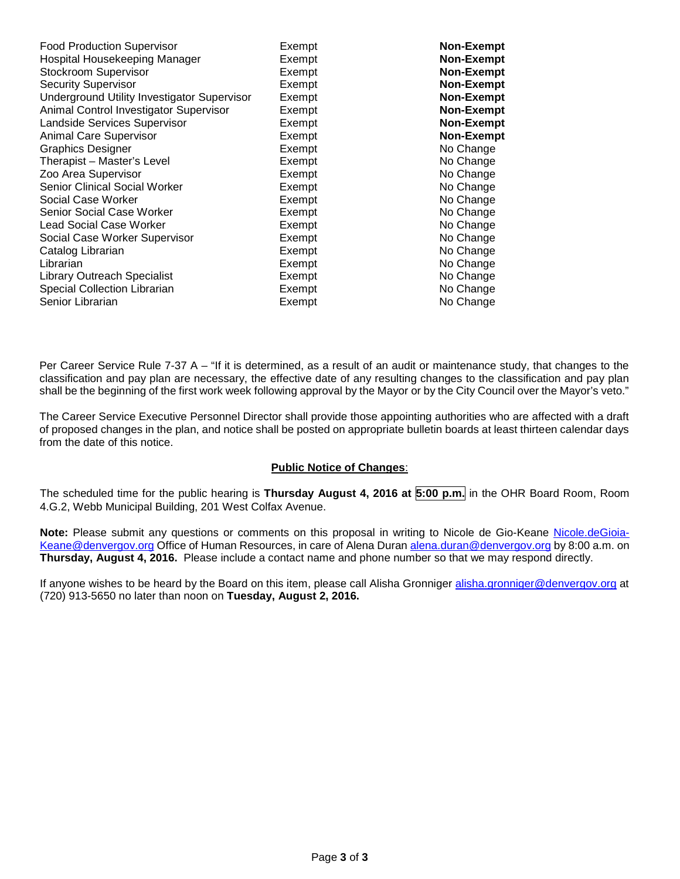| | | |
|---|---|---|
| Food Production Supervisor | Exempt | **Non-Exempt** |
| Hospital Housekeeping Manager | Exempt | **Non-Exempt** |
| Stockroom Supervisor | Exempt | **Non-Exempt** |
| Security Supervisor | Exempt | **Non-Exempt** |
| Underground Utility Investigator Supervisor | Exempt | **Non-Exempt** |
| Animal Control Investigator Supervisor | Exempt | **Non-Exempt** |
| Landside Services Supervisor | Exempt | **Non-Exempt** |
| Animal Care Supervisor | Exempt | **Non-Exempt** |
| Graphics Designer | Exempt | No Change |
| Therapist – Master's Level | Exempt | No Change |
| Zoo Area Supervisor | Exempt | No Change |
| Senior Clinical Social Worker | Exempt | No Change |
| Social Case Worker | Exempt | No Change |
| Senior Social Case Worker | Exempt | No Change |
| Lead Social Case Worker | Exempt | No Change |
| Social Case Worker Supervisor | Exempt | No Change |
| Catalog Librarian | Exempt | No Change |
| Librarian | Exempt | No Change |
| Library Outreach Specialist | Exempt | No Change |
| Special Collection Librarian | Exempt | No Change |
| Senior Librarian | Exempt | No Change |

Per Career Service Rule 7-37 A – "If it is determined, as a result of an audit or maintenance study, that changes to the classification and pay plan are necessary, the effective date of any resulting changes to the classification and pay plan shall be the beginning of the first work week following approval by the Mayor or by the City Council over the Mayor's veto."

The Career Service Executive Personnel Director shall provide those appointing authorities who are affected with a draft of proposed changes in the plan, and notice shall be posted on appropriate bulletin boards at least thirteen calendar days from the date of this notice.

**Public Notice of Changes**:

The scheduled time for the public hearing is **Thursday August 4, 2016 at 5:00 p.m.** in the OHR Board Room, Room 4.G.2, Webb Municipal Building, 201 West Colfax Avenue.

**Note:** Please submit any questions or comments on this proposal in writing to Nicole de Gio-Keane Nicole.deGioia-Keane@denvergov.org Office of Human Resources, in care of Alena Duran alena.duran@denvergov.org by 8:00 a.m. on **Thursday, August 4, 2016.** Please include a contact name and phone number so that we may respond directly.

If anyone wishes to be heard by the Board on this item, please call Alisha Gronniger alisha.gronniger@denvergov.org at (720) 913-5650 no later than noon on **Tuesday, August 2, 2016.**